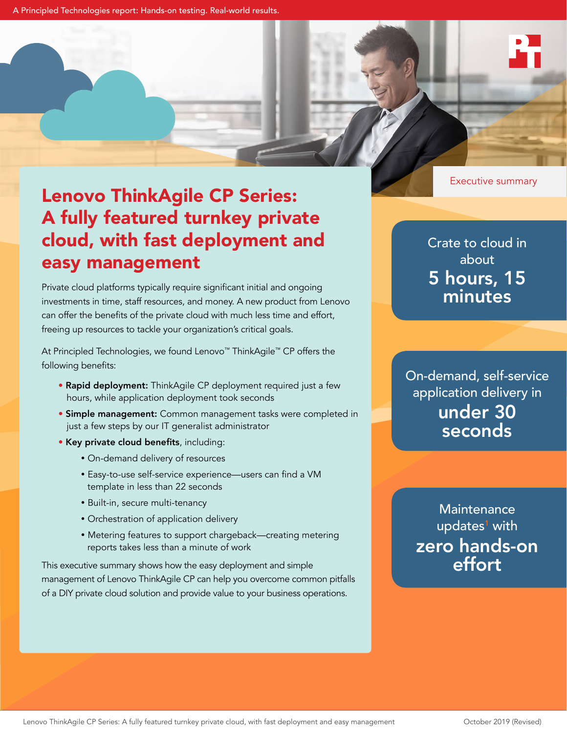A Principled Technologies report: Hands-on testing. Real-world results.

Executive summary

# Lenovo ThinkAgile CP Series: A fully featured turnkey private cloud, with fast deployment and easy management

Private cloud platforms typically require significant initial and ongoing investments in time, staff resources, and money. A new product from Lenovo can offer the benefits of the private cloud with much less time and effort, freeing up resources to tackle your organization's critical goals.

At Principled Technologies, we found Lenovo™ ThinkAgile™ CP offers the following benefits:

- **Rapid deployment:** ThinkAgile CP deployment required just a few hours, while application deployment took seconds
- **Simple management:** Common management tasks were completed in just a few steps by our IT generalist administrator
- **Key private cloud benefits**, including:
  - On-demand delivery of resources
  - Easy-to-use self-service experience—users can find a VM template in less than 22 seconds
  - Built-in, secure multi-tenancy
  - Orchestration of application delivery
  - Metering features to support chargeback—creating metering reports takes less than a minute of work

This executive summary shows how the easy deployment and simple management of Lenovo ThinkAgile CP can help you overcome common pitfalls of a DIY private cloud solution and provide value to your business operations.

Crate to cloud in about **5 hours, 15 minutes**

On-demand, self-service application delivery in **under 30 seconds**

Maintenance updates[1] with **zero hands-on effort**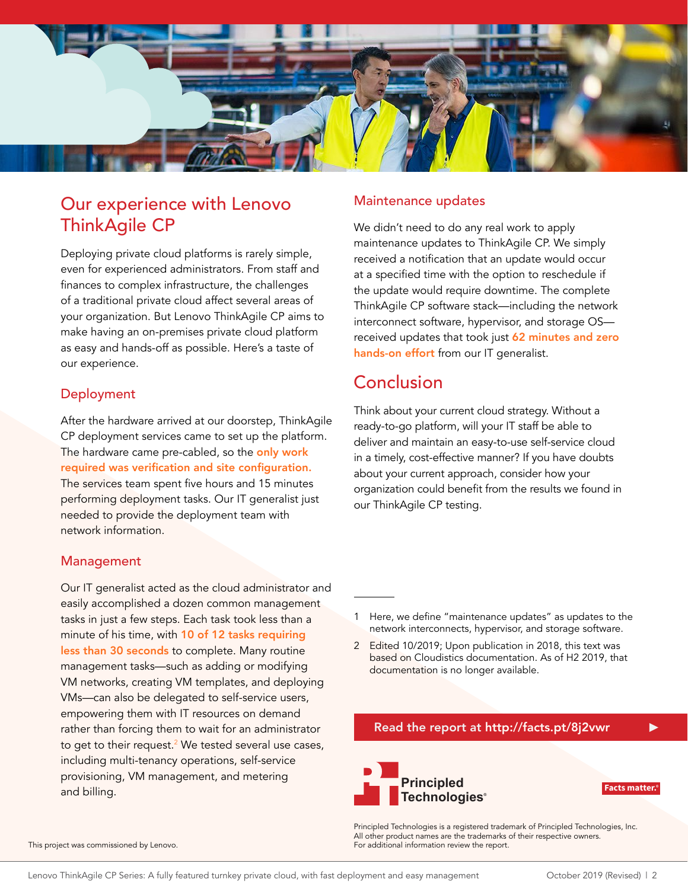## Our experience with Lenovo ThinkAgile CP

Deploying private cloud platforms is rarely simple, even for experienced administrators. From staff and finances to complex infrastructure, the challenges of a traditional private cloud affect several areas of your organization. But Lenovo ThinkAgile CP aims to make having an on-premises private cloud platform as easy and hands-off as possible. Here's a taste of our experience.

### Deployment

After the hardware arrived at our doorstep, ThinkAgile CP deployment services came to set up the platform. The hardware came pre-cabled, so the **only work required was verification and site configuration.** The services team spent five hours and 15 minutes performing deployment tasks. Our IT generalist just needed to provide the deployment team with network information.

### Management

Our IT generalist acted as the cloud administrator and easily accomplished a dozen common management tasks in just a few steps. Each task took less than a minute of his time, with **10 of 12 tasks requiring less than 30 seconds** to complete. Many routine management tasks—such as adding or modifying VM networks, creating VM templates, and deploying VMs—can also be delegated to self-service users, empowering them with IT resources on demand rather than forcing them to wait for an administrator to get to their request.[2] We tested several use cases, including multi-tenancy operations, self-service provisioning, VM management, and metering and billing.

### Maintenance updates

We didn't need to do any real work to apply maintenance updates to ThinkAgile CP. We simply received a notification that an update would occur at a specified time with the option to reschedule if the update would require downtime. The complete ThinkAgile CP software stack—including the network interconnect software, hypervisor, and storage OS—received updates that took just **62 minutes and zero hands-on effort** from our IT generalist.

## Conclusion

Think about your current cloud strategy. Without a ready-to-go platform, will your IT staff be able to deliver and maintain an easy-to-use self-service cloud in a timely, cost-effective manner? If you have doubts about your current approach, consider how your organization could benefit from the results we found in our ThinkAgile CP testing.

1 Here, we define "maintenance updates" as updates to the network interconnects, hypervisor, and storage software.

2 Edited 10/2019; Upon publication in 2018, this text was based on Cloudistics documentation. As of H2 2019, that documentation is no longer available.

**Read the report at http://facts.pt/8j2vwr** ▶

Principled Technologies®

Facts matter.®

This project was commissioned by Lenovo.

Principled Technologies is a registered trademark of Principled Technologies, Inc.
All other product names are the trademarks of their respective owners.
For additional information review the report.